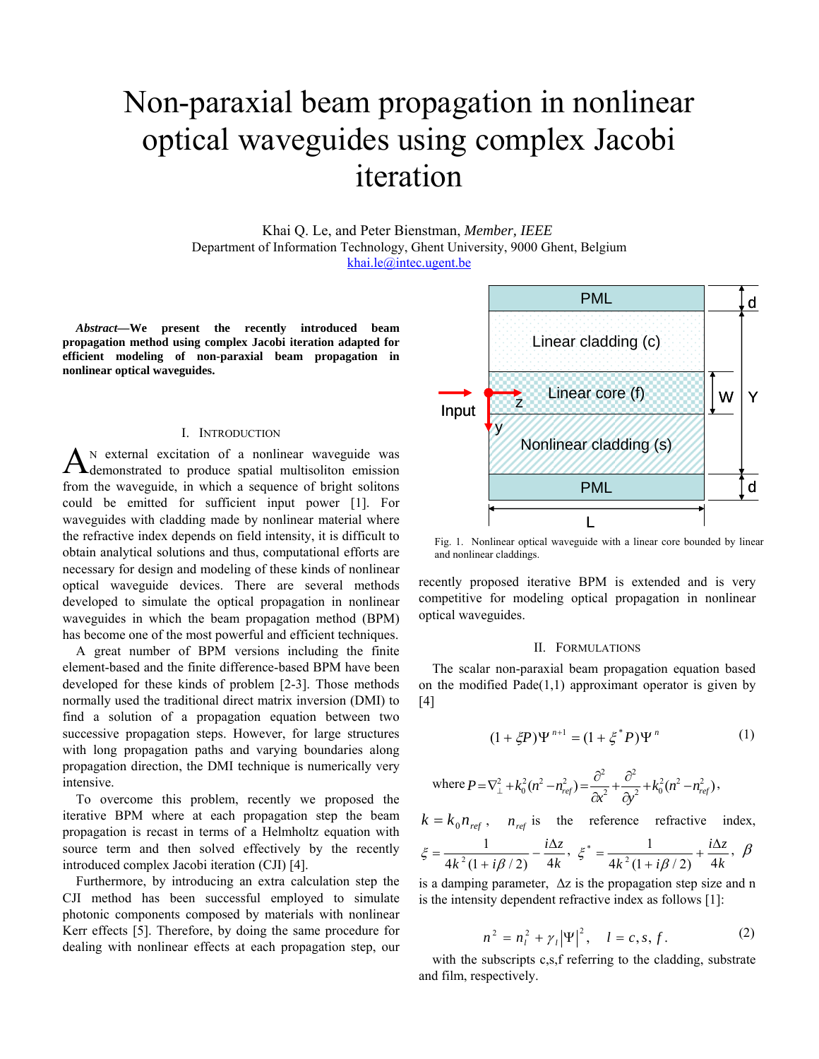# Non-paraxial beam propagation in nonlinear optical waveguides using complex Jacobi iteration

Khai Q. Le, and Peter Bienstman, *Member, IEEE*
Department of Information Technology, Ghent University, 9000 Ghent, Belgium
khai.le@intec.ugent.be

***Abstract*****—We present the recently introduced beam propagation method using complex Jacobi iteration adapted for efficient modeling of non-paraxial beam propagation in nonlinear optical waveguides.**

## I. Introduction

An external excitation of a nonlinear waveguide was demonstrated to produce spatial multisoliton emission from the waveguide, in which a sequence of bright solitons could be emitted for sufficient input power [1]. For waveguides with cladding made by nonlinear material where the refractive index depends on field intensity, it is difficult to obtain analytical solutions and thus, computational efforts are necessary for design and modeling of these kinds of nonlinear optical waveguide devices. There are several methods developed to simulate the optical propagation in nonlinear waveguides in which the beam propagation method (BPM) has become one of the most powerful and efficient techniques.

A great number of BPM versions including the finite element-based and the finite difference-based BPM have been developed for these kinds of problem [2-3]. Those methods normally used the traditional direct matrix inversion (DMI) to find a solution of a propagation equation between two successive propagation steps. However, for large structures with long propagation paths and varying boundaries along propagation direction, the DMI technique is numerically very intensive.

To overcome this problem, recently we proposed the iterative BPM where at each propagation step the beam propagation is recast in terms of a Helmholtz equation with source term and then solved effectively by the recently introduced complex Jacobi iteration (CJI) [4].

Furthermore, by introducing an extra calculation step the CJI method has been successful employed to simulate photonic components composed by materials with nonlinear Kerr effects [5]. Therefore, by doing the same procedure for dealing with nonlinear effects at each propagation step, our recently proposed iterative BPM is extended and is very competitive for modeling optical propagation in nonlinear optical waveguides.

Fig. 1. Nonlinear optical waveguide with a linear core bounded by linear and nonlinear claddings.

## II. Formulations

The scalar non-paraxial beam propagation equation based on the modified Pade(1,1) approximant operator is given by [4]

$$(1+\xi P)\Psi^{n+1} = (1+\xi^* P)\Psi^n \tag{1}$$

where $P = \nabla_\perp^2 + k_0^2(n^2 - n_{ref}^2) = \dfrac{\partial^2}{\partial x^2} + \dfrac{\partial^2}{\partial y^2} + k_0^2(n^2 - n_{ref}^2)$,

$k = k_0 n_{ref}$, $n_{ref}$ is the reference refractive index, $\xi = \dfrac{1}{4k^2(1+i\beta/2)} - \dfrac{i\Delta z}{4k}$, $\xi^* = \dfrac{1}{4k^2(1+i\beta/2)} + \dfrac{i\Delta z}{4k}$, $\beta$ is a damping parameter, $\Delta z$ is the propagation step size and n is the intensity dependent refractive index as follows [1]:

$$n^2 = n_l^2 + \gamma_l |\Psi|^2, \quad l = c, s, f. \tag{2}$$

with the subscripts c,s,f referring to the cladding, substrate and film, respectively.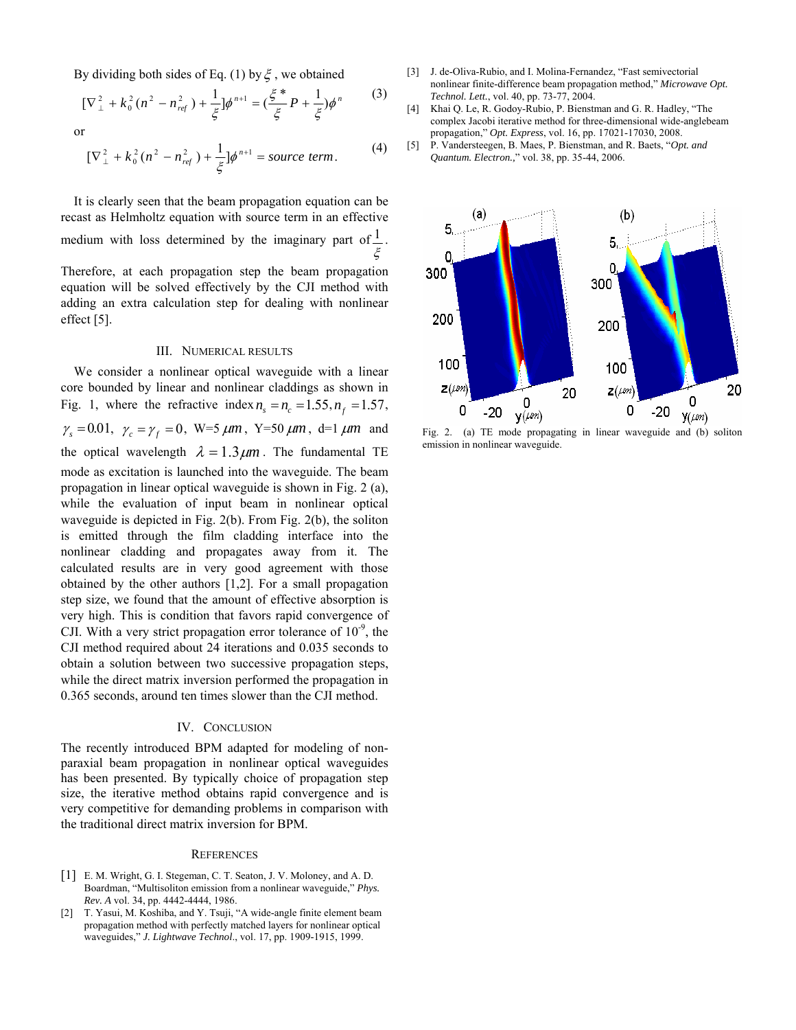By dividing both sides of Eq. (1) by $\xi$, we obtained

$$[\nabla_{\perp}^{2} + k_0^2(n^2 - n_{ref}^2) + \frac{1}{\xi}]\phi^{n+1} = (\frac{\xi^*}{\xi}P + \frac{1}{\xi})\phi^n \qquad (3)$$

or

$$[\nabla_{\perp}^{2} + k_0^2(n^2 - n_{ref}^2) + \frac{1}{\xi}]\phi^{n+1} = source\ term. \qquad (4)$$

It is clearly seen that the beam propagation equation can be recast as Helmholtz equation with source term in an effective medium with loss determined by the imaginary part of $\frac{1}{\xi}$. Therefore, at each propagation step the beam propagation equation will be solved effectively by the CJI method with adding an extra calculation step for dealing with nonlinear effect [5].

## III. Numerical Results

We consider a nonlinear optical waveguide with a linear core bounded by linear and nonlinear claddings as shown in Fig. 1, where the refractive index $n_s = n_c = 1.55, n_f = 1.57$, $\gamma_s = 0.01$, $\gamma_c = \gamma_f = 0$, W=5 $\mu m$, Y=50 $\mu m$, d=1 $\mu m$ and the optical wavelength $\lambda = 1.3\mu m$. The fundamental TE mode as excitation is launched into the waveguide. The beam propagation in linear optical waveguide is shown in Fig. 2 (a), while the evaluation of input beam in nonlinear optical waveguide is depicted in Fig. 2(b). From Fig. 2(b), the soliton is emitted through the film cladding interface into the nonlinear cladding and propagates away from it. The calculated results are in very good agreement with those obtained by the other authors [1,2]. For a small propagation step size, we found that the amount of effective absorption is very high. This is condition that favors rapid convergence of CJI. With a very strict propagation error tolerance of $10^{-9}$, the CJI method required about 24 iterations and 0.035 seconds to obtain a solution between two successive propagation steps, while the direct matrix inversion performed the propagation in 0.365 seconds, around ten times slower than the CJI method.

## IV. Conclusion

The recently introduced BPM adapted for modeling of non-paraxial beam propagation in nonlinear optical waveguides has been presented. By typically choice of propagation step size, the iterative method obtains rapid convergence and is very competitive for demanding problems in comparison with the traditional direct matrix inversion for BPM.

## References

[1] E. M. Wright, G. I. Stegeman, C. T. Seaton, J. V. Moloney, and A. D. Boardman, "Multisoliton emission from a nonlinear waveguide," *Phys. Rev. A* vol. 34, pp. 4442-4444, 1986.

[2] T. Yasui, M. Koshiba, and Y. Tsuji, "A wide-angle finite element beam propagation method with perfectly matched layers for nonlinear optical waveguides," *J. Lightwave Technol*., vol. 17, pp. 1909-1915, 1999.

[3] J. de-Oliva-Rubio, and I. Molina-Fernandez, "Fast semivectorial nonlinear finite-difference beam propagation method," *Microwave Opt. Technol. Lett.*, vol. 40, pp. 73-77, 2004.

[4] Khai Q. Le, R. Godoy-Rubio, P. Bienstman and G. R. Hadley, "The complex Jacobi iterative method for three-dimensional wide-anglebeam propagation," *Opt. Express*, vol. 16, pp. 17021-17030, 2008.

[5] P. Vandersteegen, B. Maes, P. Bienstman, and R. Baets, "*Opt. and Quantum. Electron.*," vol. 38, pp. 35-44, 2006.

(a)
5
0
300
200
100
z($\mu m$)
0
-20
0
20
y($\mu m$)

(b)
5
0
300
200
100
z($\mu m$)
0
-20
0
20
y($\mu m$)

Fig. 2. (a) TE mode propagating in linear waveguide and (b) soliton emission in nonlinear waveguide.